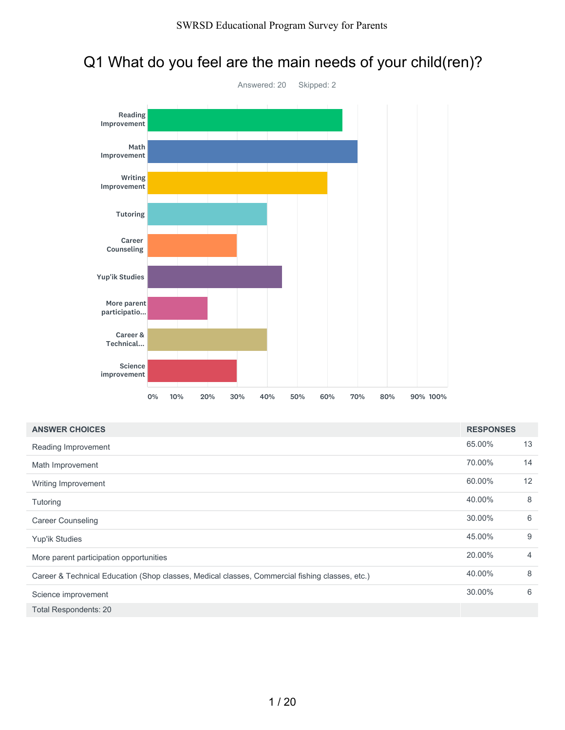# SWRSD Educational Program Survey for Parents

## Q1 What do you feel are the main needs of your child(ren)?

Answered: 20 Skipped: 2

| ANSWER CHOICES | RESPONSES | |
|---|---|---|
| Reading Improvement | 65.00% | 13 |
| Math Improvement | 70.00% | 14 |
| Writing Improvement | 60.00% | 12 |
| Tutoring | 40.00% | 8 |
| Career Counseling | 30.00% | 6 |
| Yup'ik Studies | 45.00% | 9 |
| More parent participation opportunities | 20.00% | 4 |
| Career & Technical Education (Shop classes, Medical classes, Commercial fishing classes, etc.) | 40.00% | 8 |
| Science improvement | 30.00% | 6 |
| Total Respondents: 20 | | |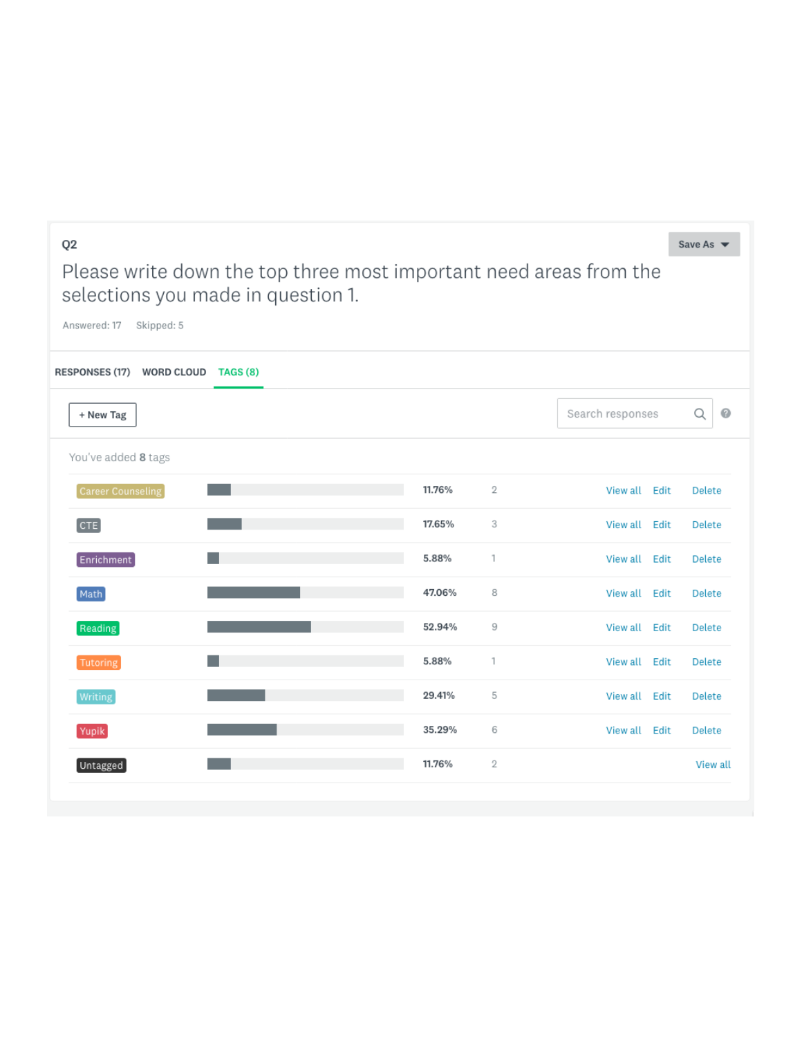## Q2

Please write down the top three most important need areas from the selections you made in question 1.

Answered: 17 Skipped: 5

RESPONSES (17) WORD CLOUD TAGS (8)

+ New Tag

Search responses

You've added **8** tags

| Tag | Percent | Count |
| --- | --- | --- |
| Career Counseling | 11.76% | 2 |
| CTE | 17.65% | 3 |
| Enrichment | 5.88% | 1 |
| Math | 47.06% | 8 |
| Reading | 52.94% | 9 |
| Tutoring | 5.88% | 1 |
| Writing | 29.41% | 5 |
| Yupik | 35.29% | 6 |
| Untagged | 11.76% | 2 |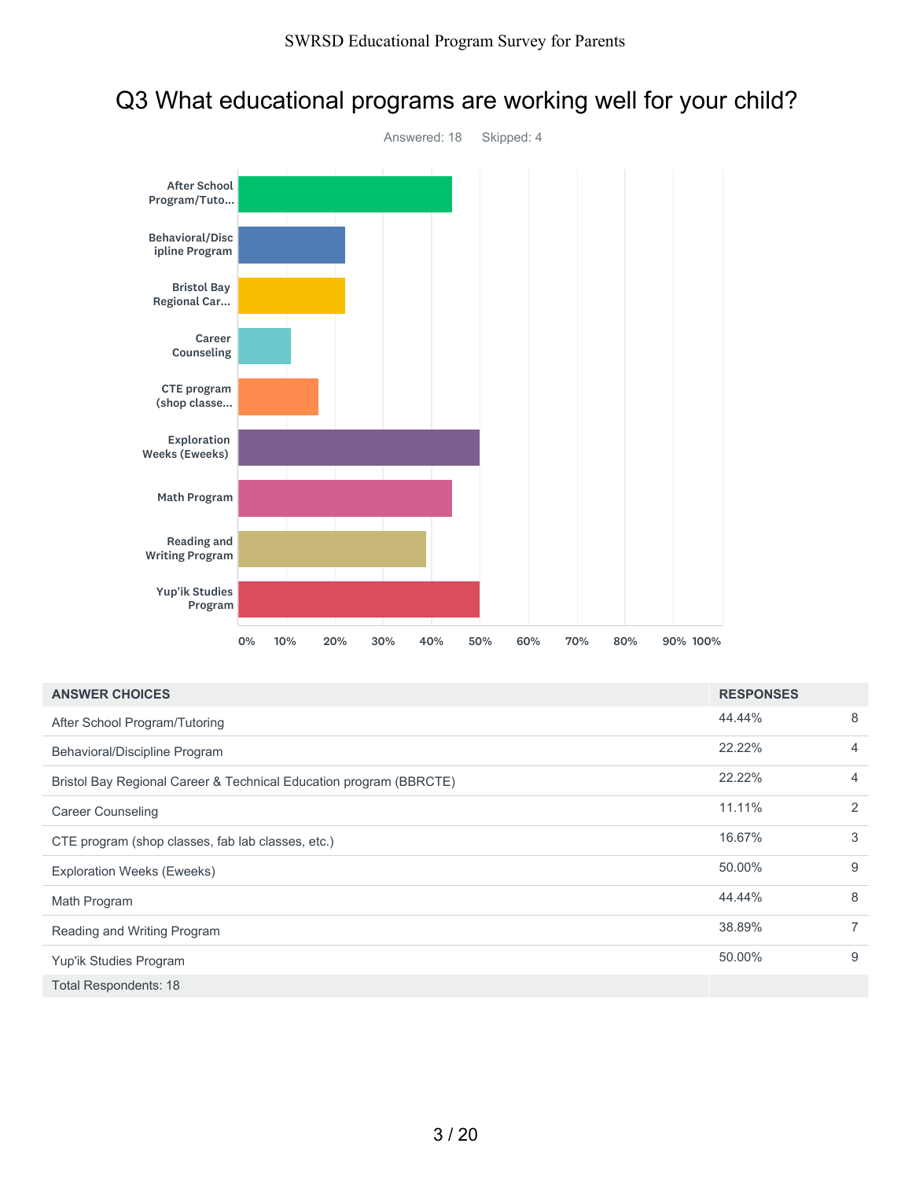# Q3 What educational programs are working well for your child?

Answered: 18 Skipped: 4

| ANSWER CHOICES | RESPONSES | |
|---|---|---|
| After School Program/Tutoring | 44.44% | 8 |
| Behavioral/Discipline Program | 22.22% | 4 |
| Bristol Bay Regional Career & Technical Education program (BBRCTE) | 22.22% | 4 |
| Career Counseling | 11.11% | 2 |
| CTE program (shop classes, fab lab classes, etc.) | 16.67% | 3 |
| Exploration Weeks (Eweeks) | 50.00% | 9 |
| Math Program | 44.44% | 8 |
| Reading and Writing Program | 38.89% | 7 |
| Yup'ik Studies Program | 50.00% | 9 |
| Total Respondents: 18 | | |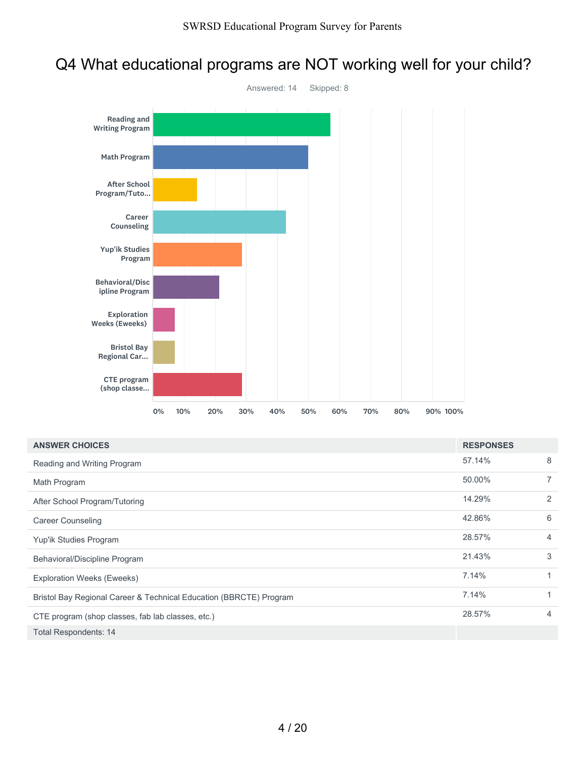## Q4 What educational programs are NOT working well for your child?

Answered: 14 Skipped: 8

| ANSWER CHOICES | RESPONSES | |
|---|---|---|
| Reading and Writing Program | 57.14% | 8 |
| Math Program | 50.00% | 7 |
| After School Program/Tutoring | 14.29% | 2 |
| Career Counseling | 42.86% | 6 |
| Yup'ik Studies Program | 28.57% | 4 |
| Behavioral/Discipline Program | 21.43% | 3 |
| Exploration Weeks (Eweeks) | 7.14% | 1 |
| Bristol Bay Regional Career & Technical Education (BBRCTE) Program | 7.14% | 1 |
| CTE program (shop classes, fab lab classes, etc.) | 28.57% | 4 |
| Total Respondents: 14 | | |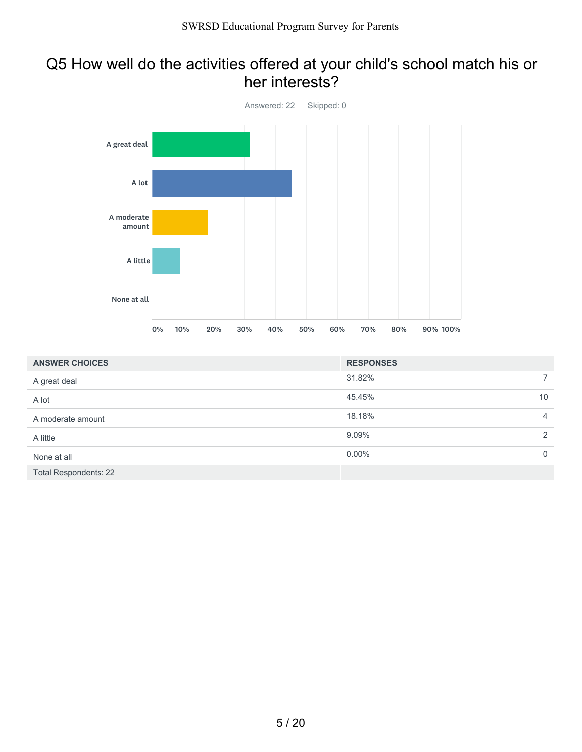## Q5 How well do the activities offered at your child's school match his or her interests?

Answered: 22 Skipped: 0

| ANSWER CHOICES | RESPONSES | |
|---|---|---|
| A great deal | 31.82% | 7 |
| A lot | 45.45% | 10 |
| A moderate amount | 18.18% | 4 |
| A little | 9.09% | 2 |
| None at all | 0.00% | 0 |
| Total Respondents: 22 | | |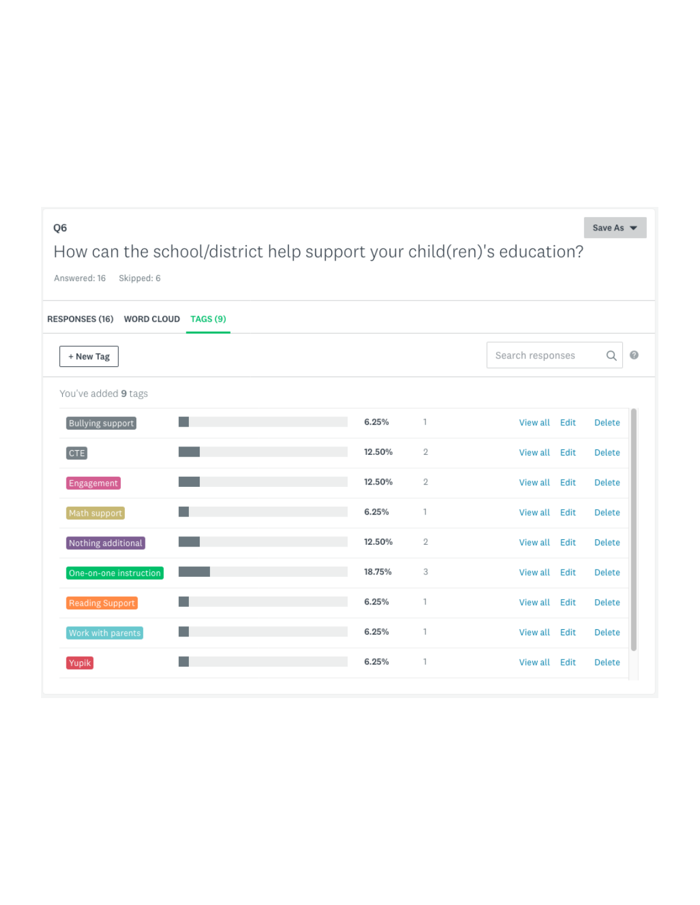Q6

How can the school/district help support your child(ren)'s education?

Answered: 16    Skipped: 6

RESPONSES (16)    WORD CLOUD    TAGS (9)

+ New Tag

Search responses

You've added **9** tags

| Tag | Percent | Count | | | |
|---|---|---|---|---|---|
| Bullying support | 6.25% | 1 | View all | Edit | Delete |
| CTE | 12.50% | 2 | View all | Edit | Delete |
| Engagement | 12.50% | 2 | View all | Edit | Delete |
| Math support | 6.25% | 1 | View all | Edit | Delete |
| Nothing additional | 12.50% | 2 | View all | Edit | Delete |
| One-on-one instruction | 18.75% | 3 | View all | Edit | Delete |
| Reading Support | 6.25% | 1 | View all | Edit | Delete |
| Work with parents | 6.25% | 1 | View all | Edit | Delete |
| Yupik | 6.25% | 1 | View all | Edit | Delete |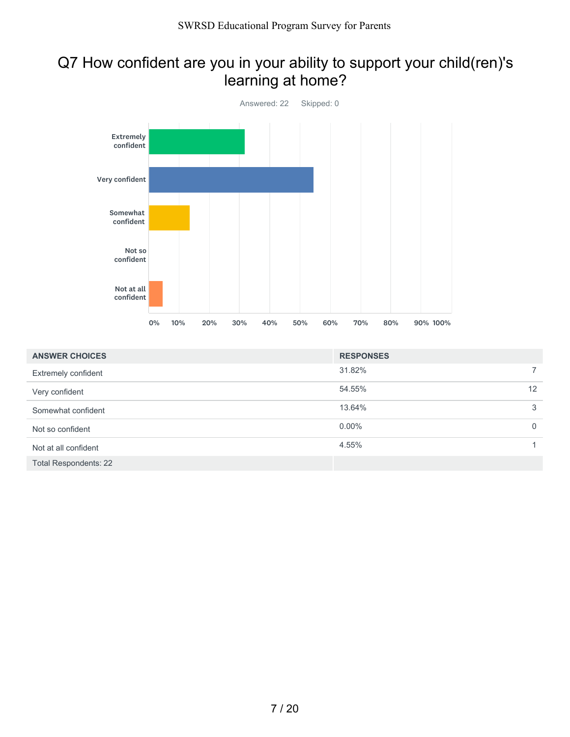# Q7 How confident are you in your ability to support your child(ren)'s learning at home?

Answered: 22 Skipped: 0

| ANSWER CHOICES | RESPONSES | |
|---|---|---|
| Extremely confident | 31.82% | 7 |
| Very confident | 54.55% | 12 |
| Somewhat confident | 13.64% | 3 |
| Not so confident | 0.00% | 0 |
| Not at all confident | 4.55% | 1 |
| Total Respondents: 22 | | |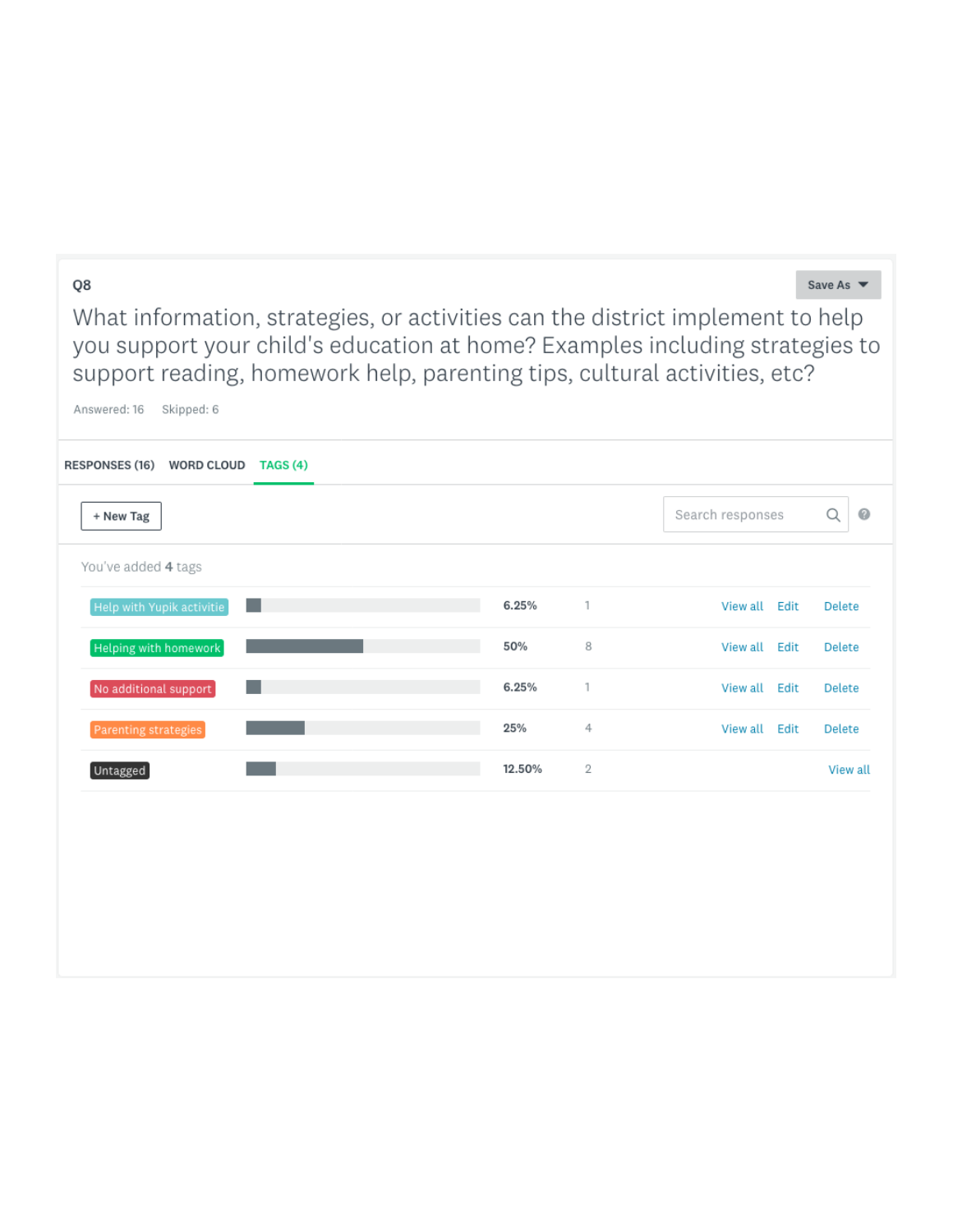## Q8

What information, strategies, or activities can the district implement to help you support your child's education at home? Examples including strategies to support reading, homework help, parenting tips, cultural activities, etc?

Answered: 16 Skipped: 6

RESPONSES (16) | WORD CLOUD | TAGS (4)

You've added **4** tags

| Tag | Percent | Count |
|---|---|---|
| Help with Yupik activitie | 6.25% | 1 |
| Helping with homework | 50% | 8 |
| No additional support | 6.25% | 1 |
| Parenting strategies | 25% | 4 |
| Untagged | 12.50% | 2 |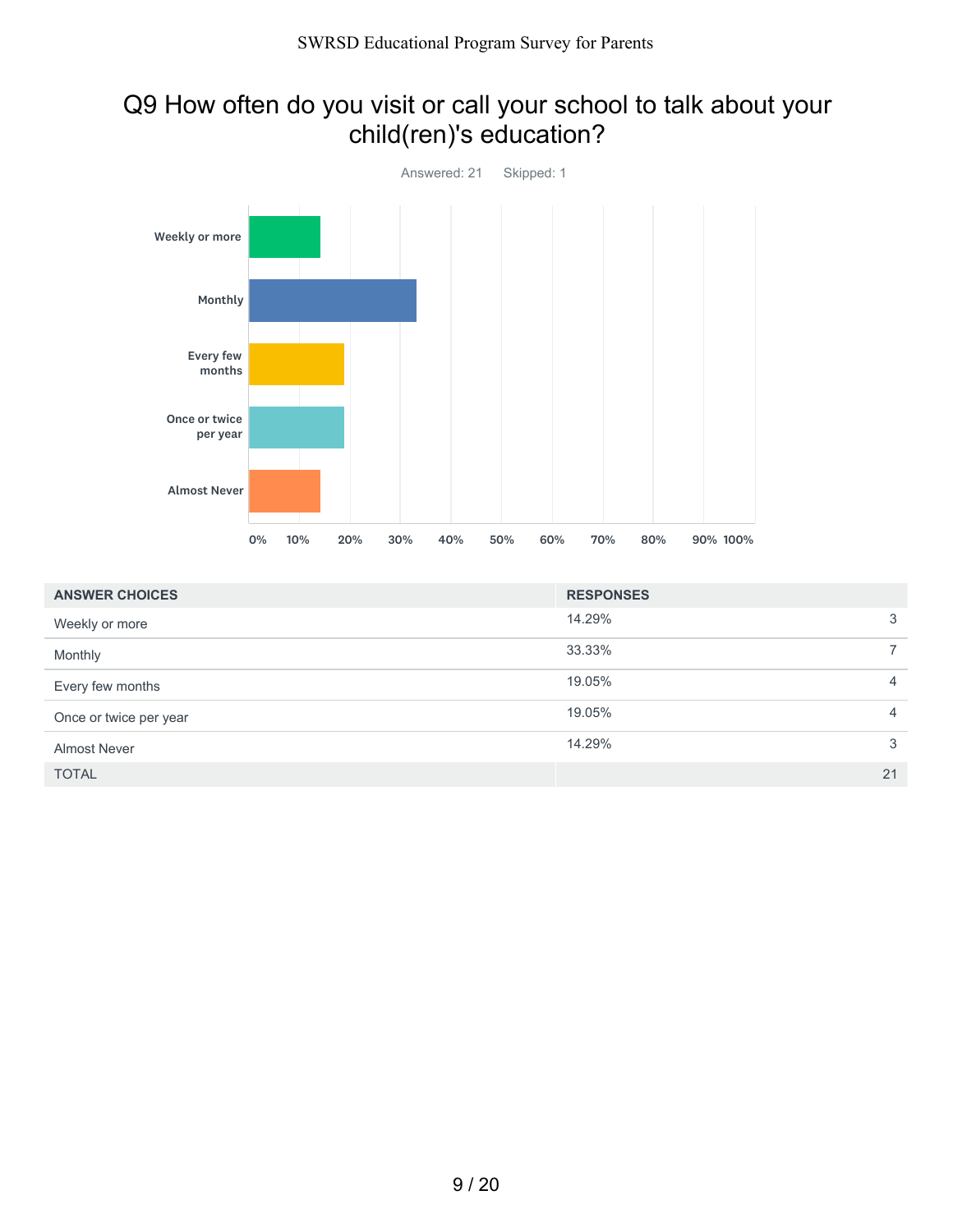## Q9 How often do you visit or call your school to talk about your child(ren)'s education?

Answered: 21 Skipped: 1

| ANSWER CHOICES | RESPONSES | |
|---|---|---|
| Weekly or more | 14.29% | 3 |
| Monthly | 33.33% | 7 |
| Every few months | 19.05% | 4 |
| Once or twice per year | 19.05% | 4 |
| Almost Never | 14.29% | 3 |
| TOTAL | | 21 |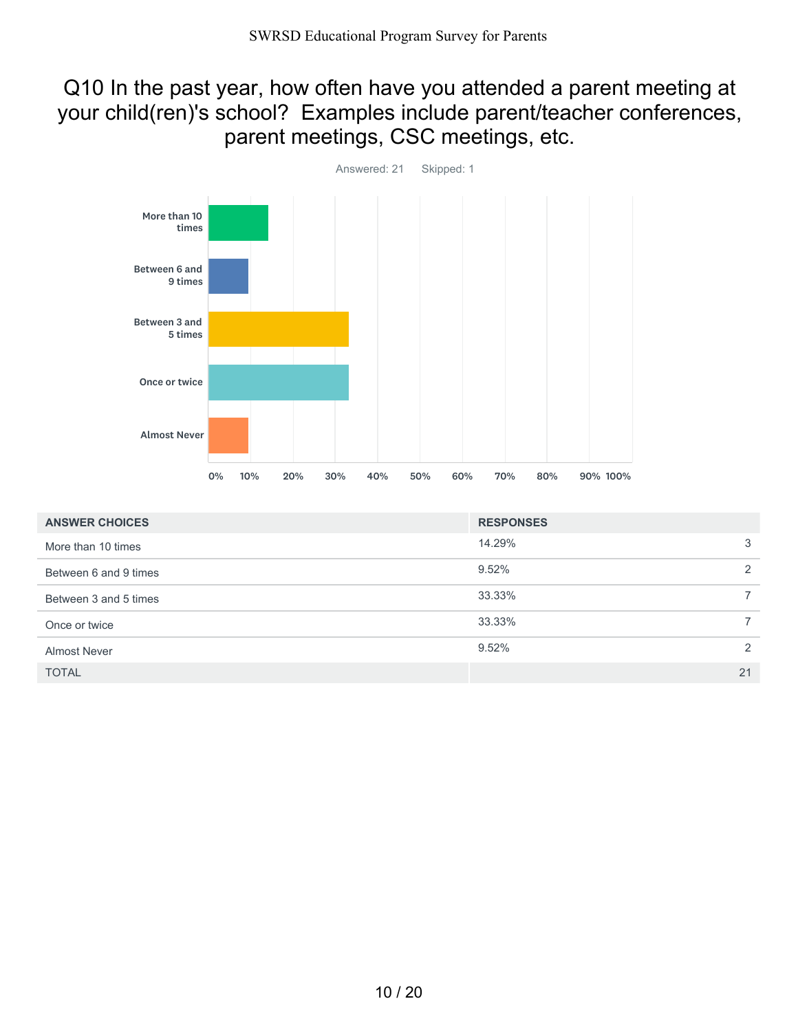# Q10 In the past year, how often have you attended a parent meeting at your child(ren)'s school? Examples include parent/teacher conferences, parent meetings, CSC meetings, etc.

Answered: 21 Skipped: 1

| ANSWER CHOICES | RESPONSES | |
|---|---|---|
| More than 10 times | 14.29% | 3 |
| Between 6 and 9 times | 9.52% | 2 |
| Between 3 and 5 times | 33.33% | 7 |
| Once or twice | 33.33% | 7 |
| Almost Never | 9.52% | 2 |
| TOTAL | | 21 |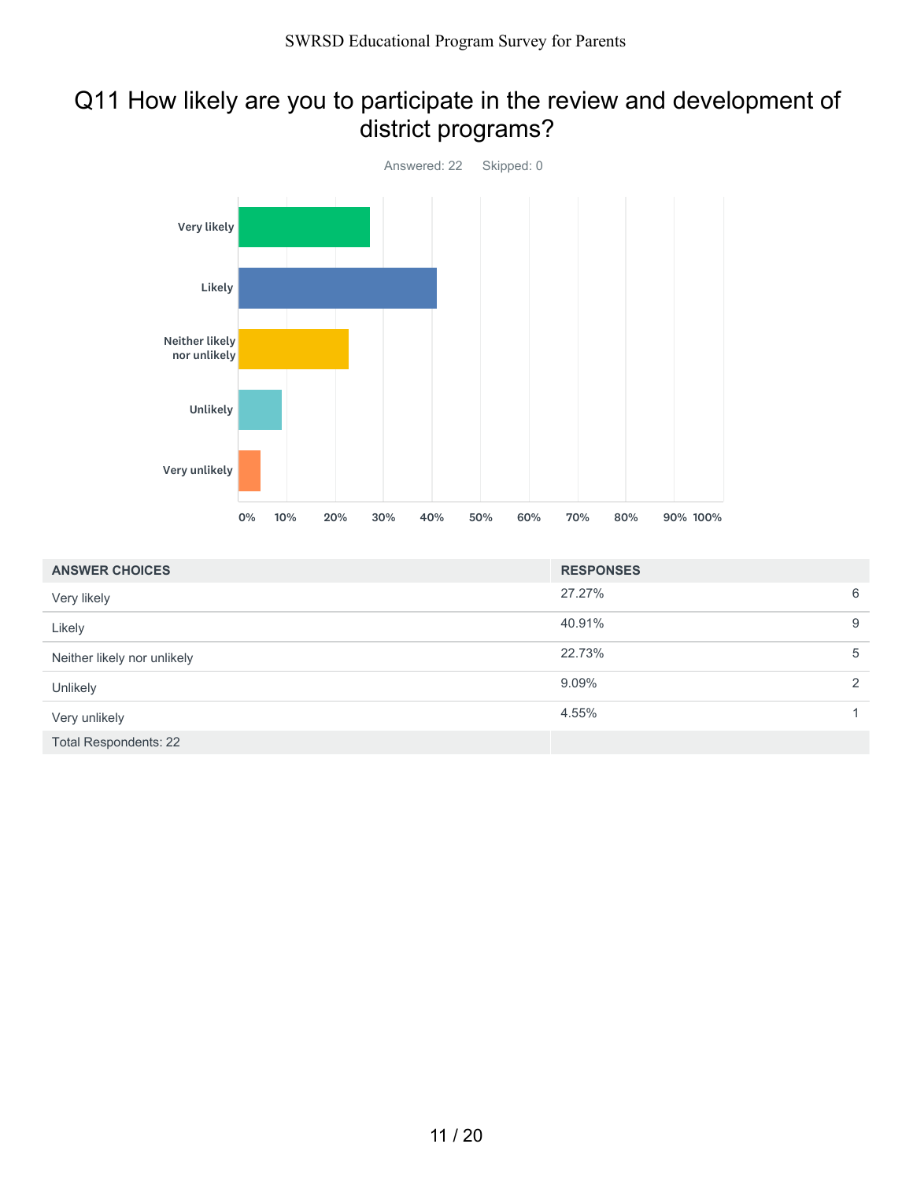## Q11 How likely are you to participate in the review and development of district programs?

Answered: 22    Skipped: 0

| ANSWER CHOICES | RESPONSES | |
|---|---|---|
| Very likely | 27.27% | 6 |
| Likely | 40.91% | 9 |
| Neither likely nor unlikely | 22.73% | 5 |
| Unlikely | 9.09% | 2 |
| Very unlikely | 4.55% | 1 |
| Total Respondents: 22 | | |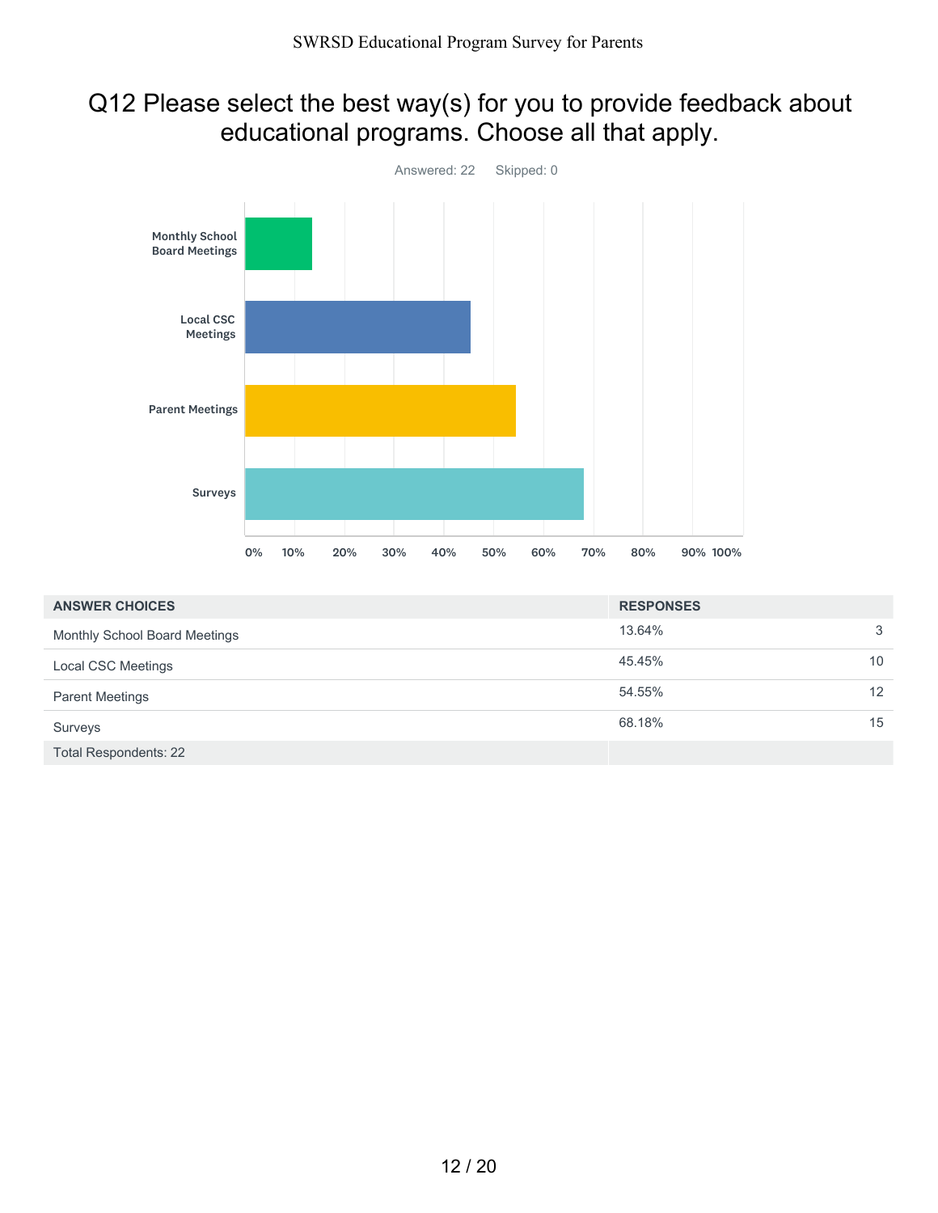## Q12 Please select the best way(s) for you to provide feedback about educational programs. Choose all that apply.

Answered: 22 Skipped: 0

| ANSWER CHOICES | RESPONSES | |
|---|---|---|
| Monthly School Board Meetings | 13.64% | 3 |
| Local CSC Meetings | 45.45% | 10 |
| Parent Meetings | 54.55% | 12 |
| Surveys | 68.18% | 15 |
| Total Respondents: 22 | | |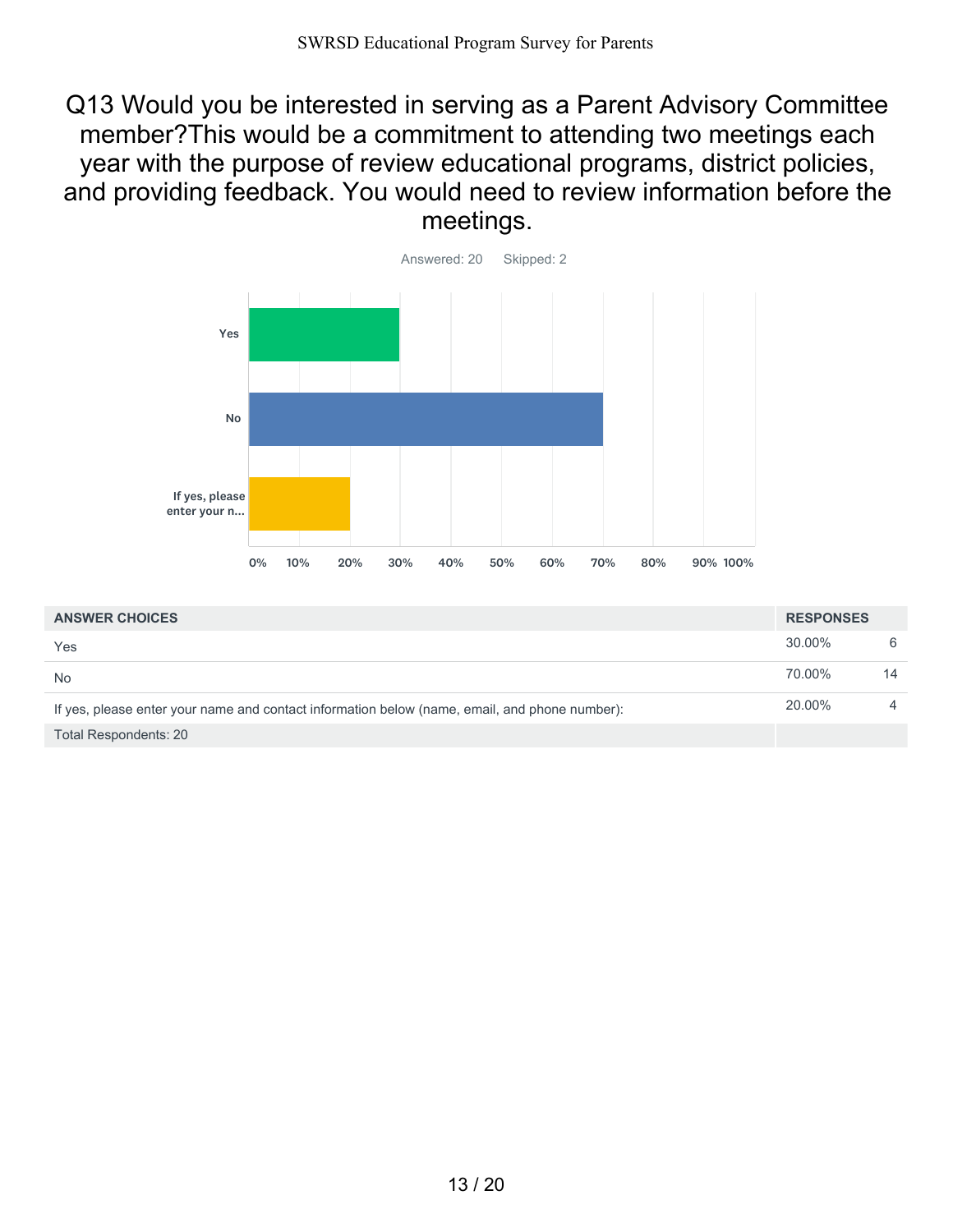## Q13 Would you be interested in serving as a Parent Advisory Committee member?This would be a commitment to attending two meetings each year with the purpose of review educational programs, district policies, and providing feedback. You would need to review information before the meetings.

Answered: 20 Skipped: 2

| ANSWER CHOICES | RESPONSES | |
|---|---|---|
| Yes | 30.00% | 6 |
| No | 70.00% | 14 |
| If yes, please enter your name and contact information below (name, email, and phone number): | 20.00% | 4 |
| Total Respondents: 20 | | |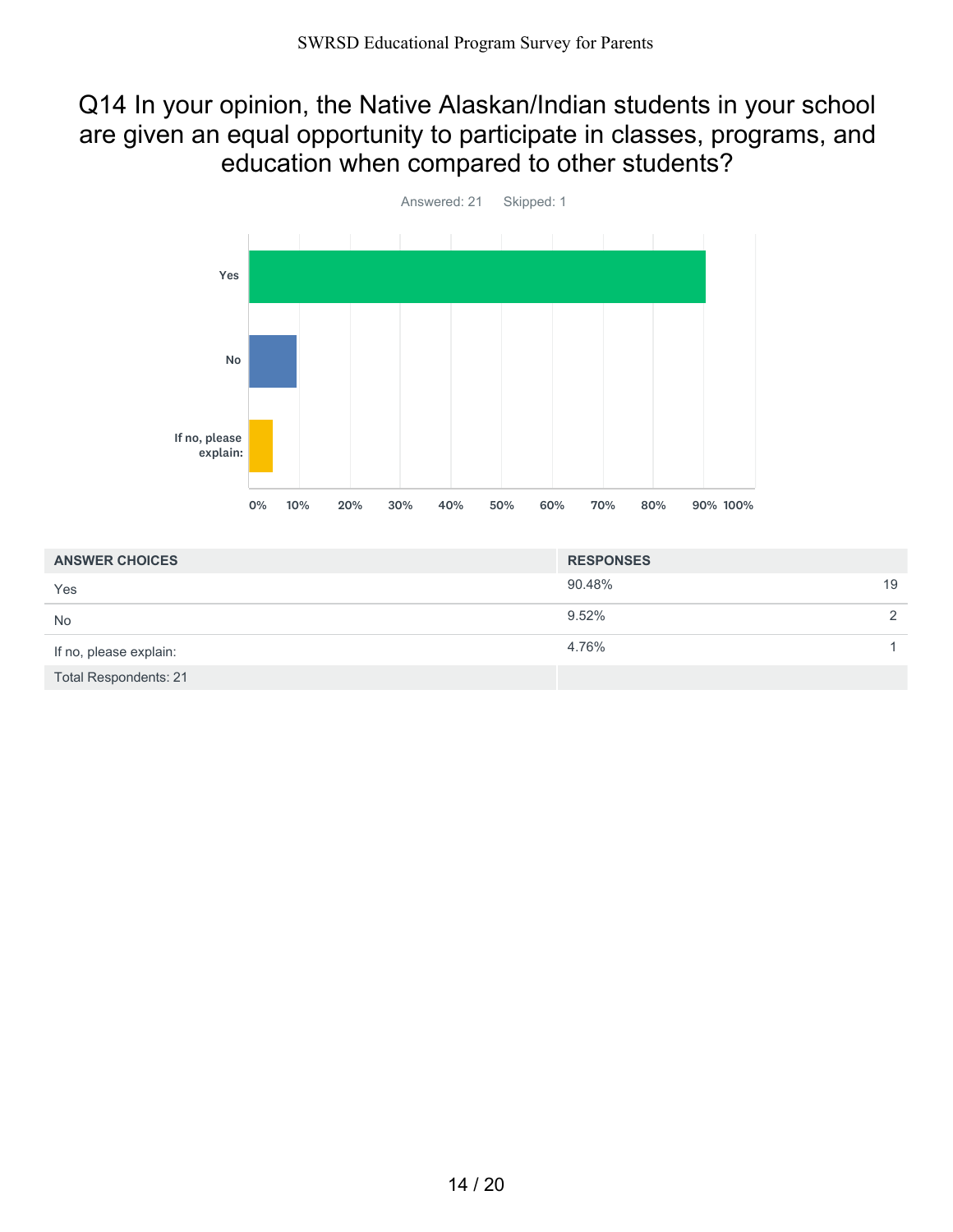# Q14 In your opinion, the Native Alaskan/Indian students in your school are given an equal opportunity to participate in classes, programs, and education when compared to other students?

Answered: 21 Skipped: 1

| ANSWER CHOICES | RESPONSES | |
|---|---|---|
| Yes | 90.48% | 19 |
| No | 9.52% | 2 |
| If no, please explain: | 4.76% | 1 |
| Total Respondents: 21 | | |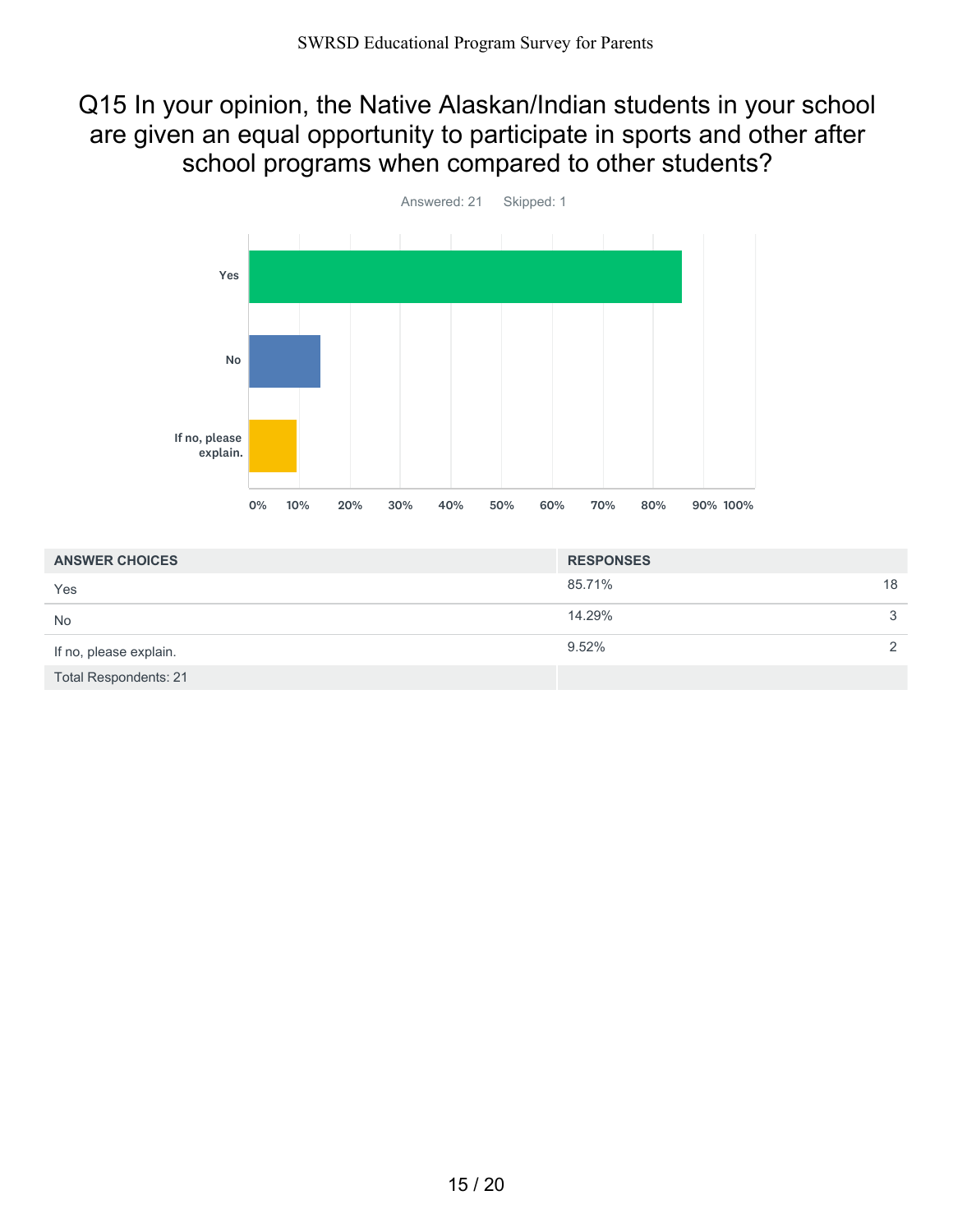# Q15 In your opinion, the Native Alaskan/Indian students in your school are given an equal opportunity to participate in sports and other after school programs when compared to other students?

Answered: 21 Skipped: 1

| ANSWER CHOICES | RESPONSES | |
|---|---|---|
| Yes | 85.71% | 18 |
| No | 14.29% | 3 |
| If no, please explain. | 9.52% | 2 |
| Total Respondents: 21 | | |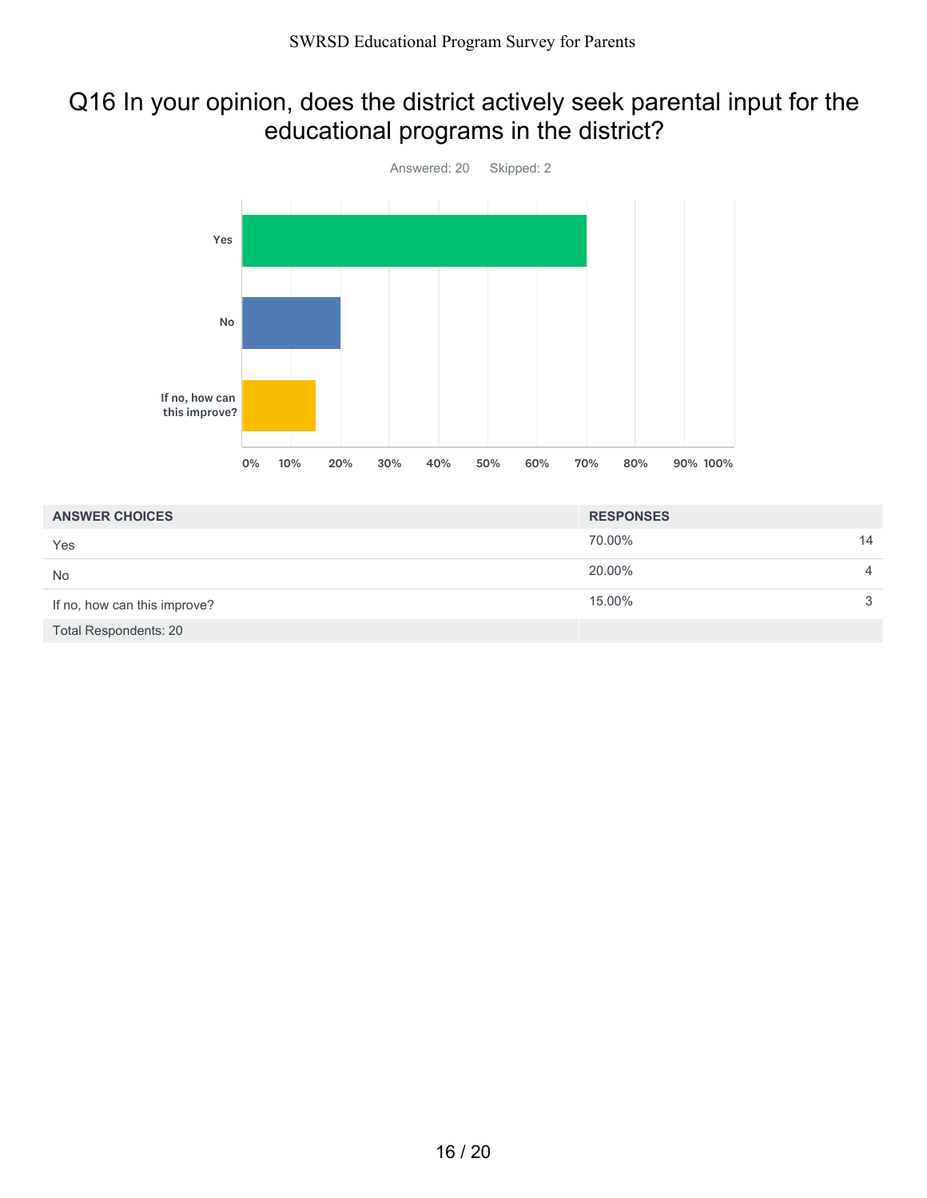# Q16 In your opinion, does the district actively seek parental input for the educational programs in the district?

Answered: 20 Skipped: 2

| ANSWER CHOICES | RESPONSES | |
|---|---|---|
| Yes | 70.00% | 14 |
| No | 20.00% | 4 |
| If no, how can this improve? | 15.00% | 3 |
| Total Respondents: 20 | | |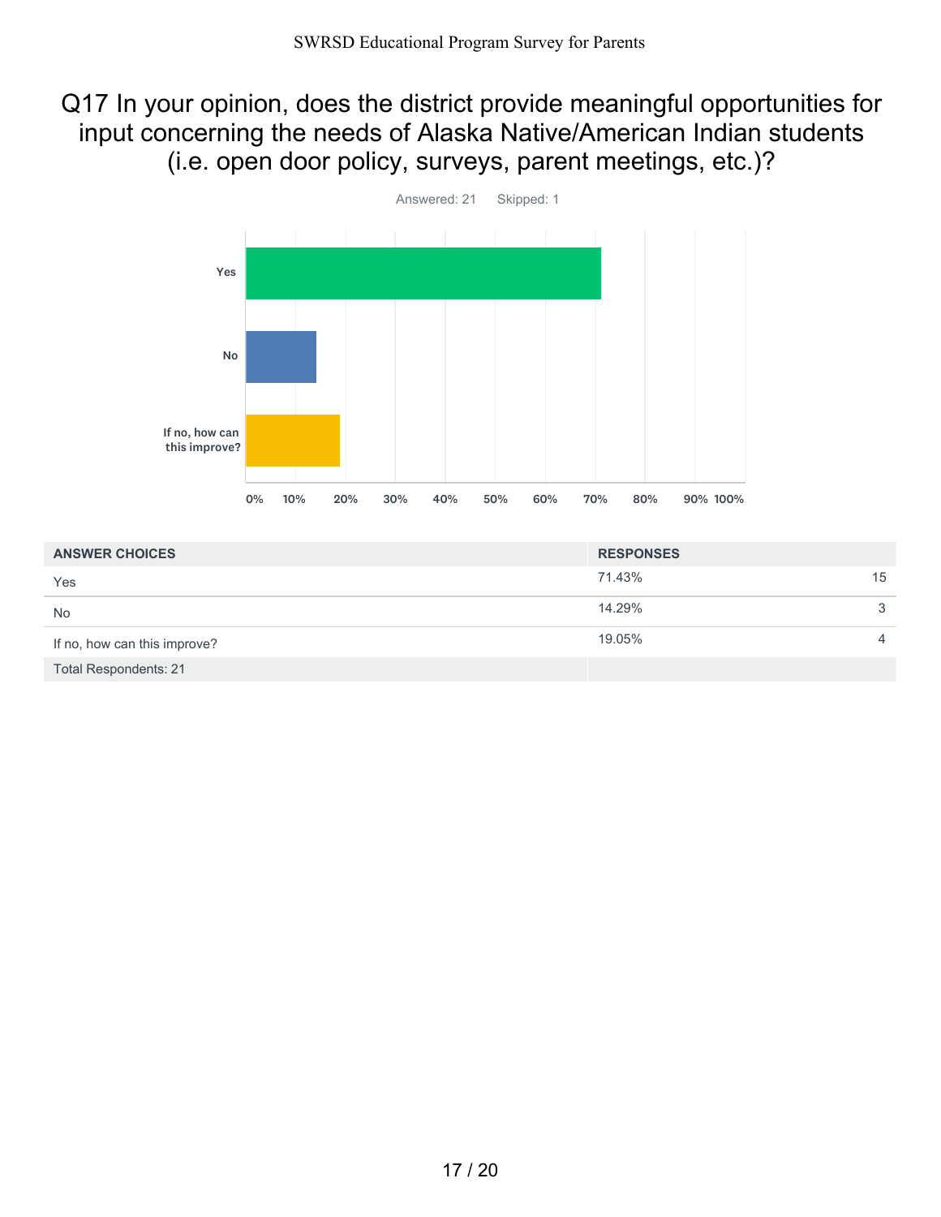## Q17 In your opinion, does the district provide meaningful opportunities for input concerning the needs of Alaska Native/American Indian students (i.e. open door policy, surveys, parent meetings, etc.)?

Answered: 21 Skipped: 1

| ANSWER CHOICES | RESPONSES | |
|---|---|---|
| Yes | 71.43% | 15 |
| No | 14.29% | 3 |
| If no, how can this improve? | 19.05% | 4 |
| Total Respondents: 21 | | |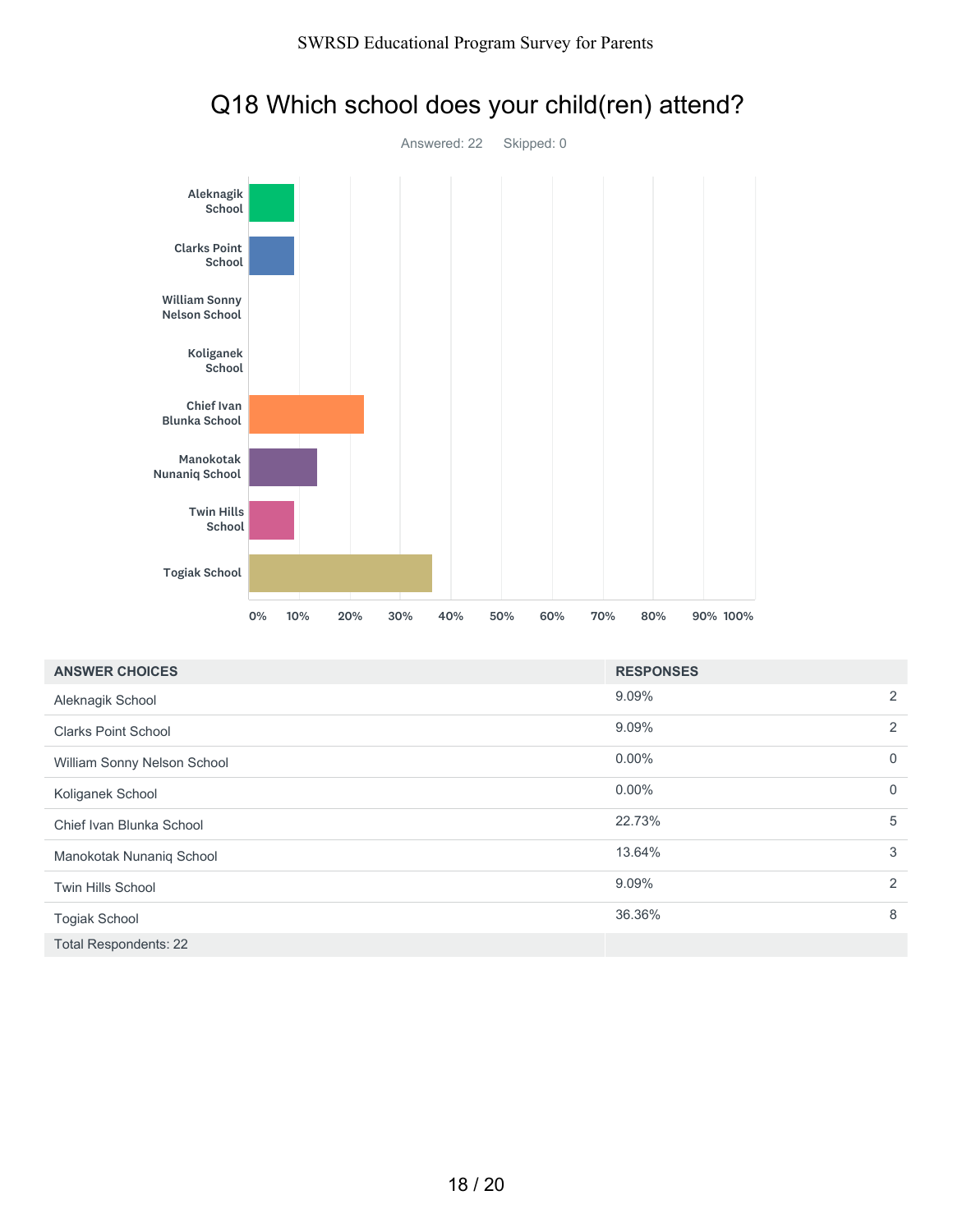# Q18 Which school does your child(ren) attend?

Answered: 22 Skipped: 0

| ANSWER CHOICES | RESPONSES | |
|---|---|---|
| Aleknagik School | 9.09% | 2 |
| Clarks Point School | 9.09% | 2 |
| William Sonny Nelson School | 0.00% | 0 |
| Koliganek School | 0.00% | 0 |
| Chief Ivan Blunka School | 22.73% | 5 |
| Manokotak Nunaniq School | 13.64% | 3 |
| Twin Hills School | 9.09% | 2 |
| Togiak School | 36.36% | 8 |
| Total Respondents: 22 | | |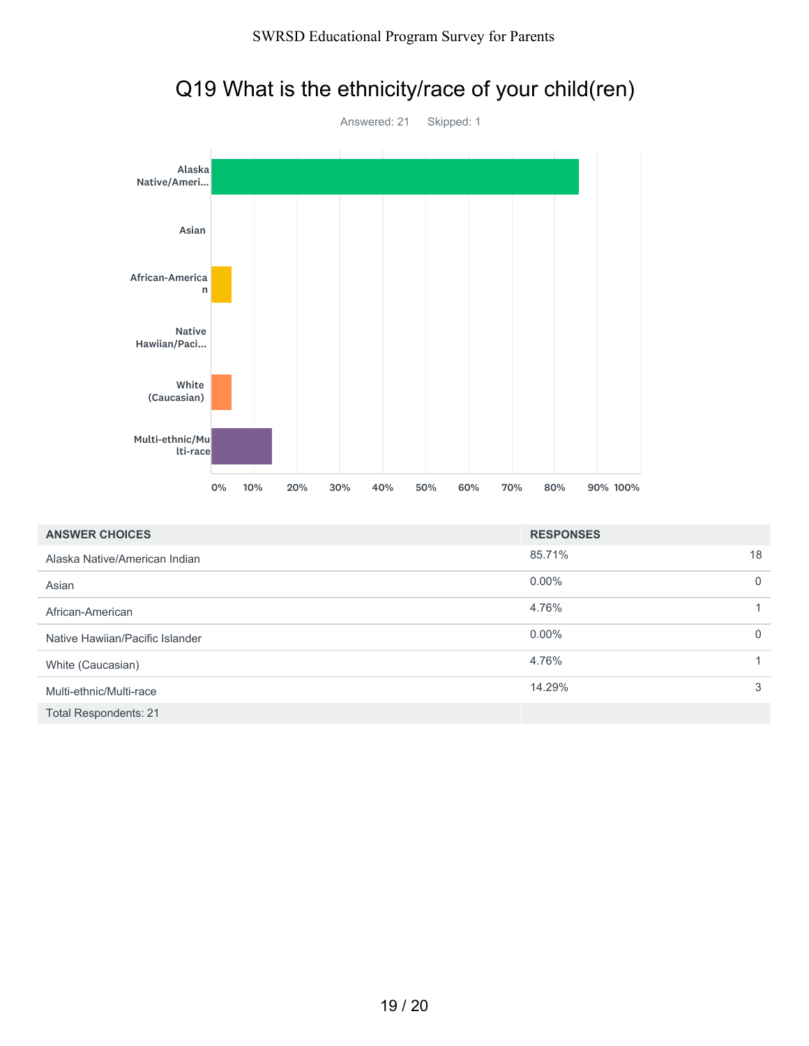# Q19 What is the ethnicity/race of your child(ren)

Answered: 21 Skipped: 1

| ANSWER CHOICES | RESPONSES | |
|---|---|---|
| Alaska Native/American Indian | 85.71% | 18 |
| Asian | 0.00% | 0 |
| African-American | 4.76% | 1 |
| Native Hawiian/Pacific Islander | 0.00% | 0 |
| White (Caucasian) | 4.76% | 1 |
| Multi-ethnic/Multi-race | 14.29% | 3 |
| Total Respondents: 21 | | |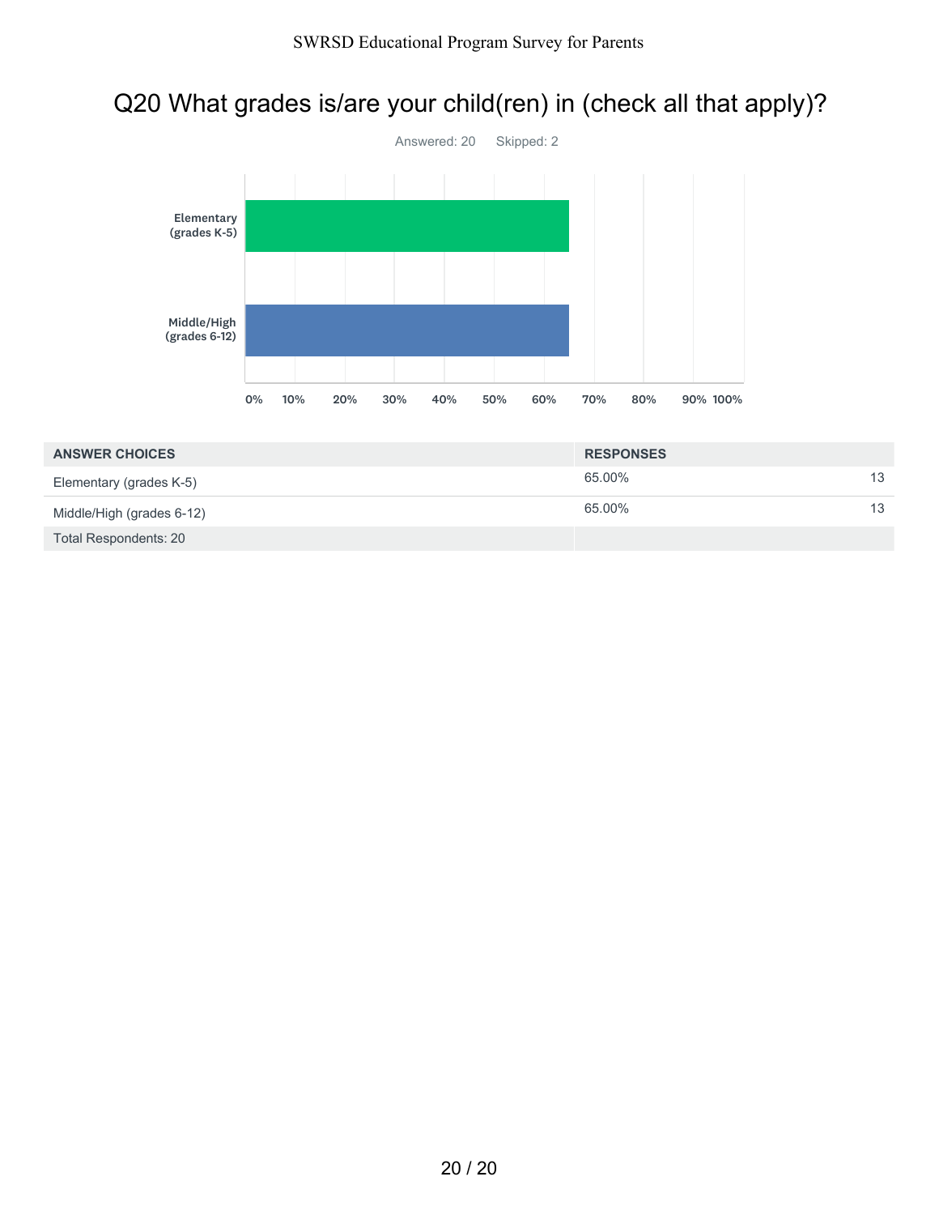# Q20 What grades is/are your child(ren) in (check all that apply)?

Answered: 20 Skipped: 2

Elementary (grades K-5)

Middle/High (grades 6-12)

0% 10% 20% 30% 40% 50% 60% 70% 80% 90% 100%

| ANSWER CHOICES | RESPONSES | |
|---|---|---|
| Elementary (grades K-5) | 65.00% | 13 |
| Middle/High (grades 6-12) | 65.00% | 13 |
| Total Respondents: 20 | | |